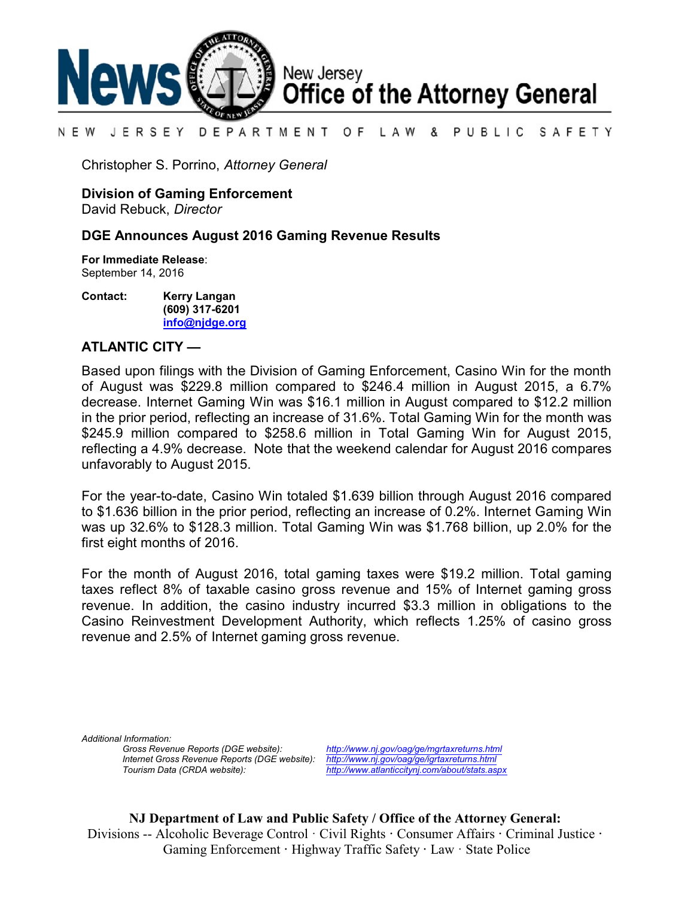# News New Jersey Office of the Attorney General

NEW JERSEY DEPARTMENT OF LAW & PUBLIC SAFETY

Christopher S. Porrino, *Attorney General*

**Division of Gaming Enforcement**
David Rebuck, *Director*

## DGE Announces August 2016 Gaming Revenue Results

**For Immediate Release**:
September 14, 2016

**Contact:** **Kerry Langan**
**(609) 317-6201**
**info@njdge.org**

**ATLANTIC CITY —**

Based upon filings with the Division of Gaming Enforcement, Casino Win for the month of August was $229.8 million compared to $246.4 million in August 2015, a 6.7% decrease. Internet Gaming Win was $16.1 million in August compared to $12.2 million in the prior period, reflecting an increase of 31.6%. Total Gaming Win for the month was $245.9 million compared to $258.6 million in Total Gaming Win for August 2015, reflecting a 4.9% decrease. Note that the weekend calendar for August 2016 compares unfavorably to August 2015.

For the year-to-date, Casino Win totaled $1.639 billion through August 2016 compared to $1.636 billion in the prior period, reflecting an increase of 0.2%. Internet Gaming Win was up 32.6% to $128.3 million. Total Gaming Win was $1.768 billion, up 2.0% for the first eight months of 2016.

For the month of August 2016, total gaming taxes were $19.2 million. Total gaming taxes reflect 8% of taxable casino gross revenue and 15% of Internet gaming gross revenue. In addition, the casino industry incurred $3.3 million in obligations to the Casino Reinvestment Development Authority, which reflects 1.25% of casino gross revenue and 2.5% of Internet gaming gross revenue.

*Additional Information:*

*Gross Revenue Reports (DGE website):* *http://www.nj.gov/oag/ge/mgrtaxreturns.html*
*Internet Gross Revenue Reports (DGE website):* *http://www.nj.gov/oag/ge/igrtaxreturns.html*
*Tourism Data (CRDA website):* *http://www.atlanticcitynj.com/about/stats.aspx*

**NJ Department of Law and Public Safety / Office of the Attorney General:**
Divisions -- Alcoholic Beverage Control · Civil Rights · Consumer Affairs · Criminal Justice · Gaming Enforcement · Highway Traffic Safety · Law · State Police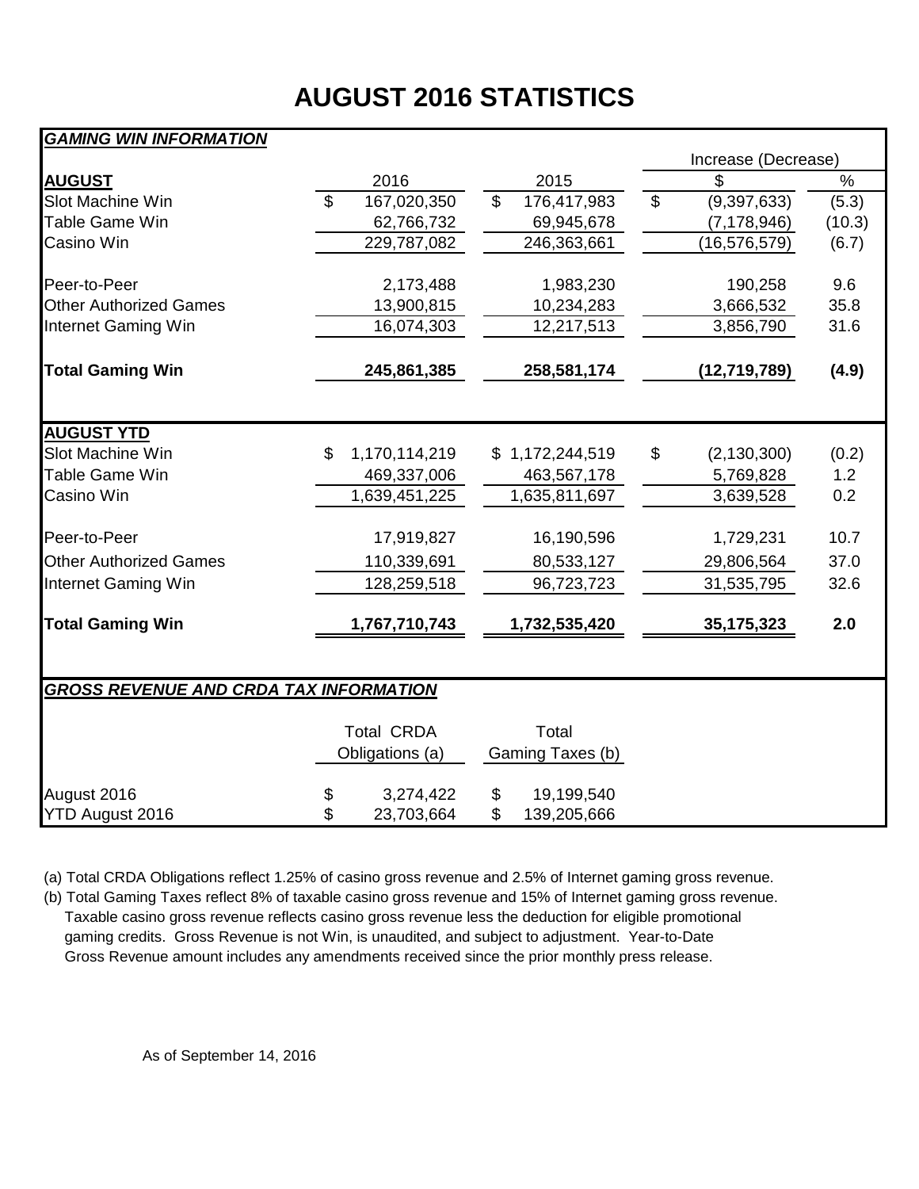# AUGUST 2016 STATISTICS

***GAMING WIN INFORMATION***

| **AUGUST** | 2016 | 2015 | Increase (Decrease) $ | Increase (Decrease) % |
|---|---|---|---|---|
| Slot Machine Win | $ 167,020,350 | $ 176,417,983 | $ (9,397,633) | (5.3) |
| Table Game Win | 62,766,732 | 69,945,678 | (7,178,946) | (10.3) |
| Casino Win | 229,787,082 | 246,363,661 | (16,576,579) | (6.7) |
| Peer-to-Peer | 2,173,488 | 1,983,230 | 190,258 | 9.6 |
| Other Authorized Games | 13,900,815 | 10,234,283 | 3,666,532 | 35.8 |
| Internet Gaming Win | 16,074,303 | 12,217,513 | 3,856,790 | 31.6 |
| **Total Gaming Win** | **245,861,385** | **258,581,174** | **(12,719,789)** | **(4.9)** |

| **AUGUST YTD** | 2016 | 2015 | Increase (Decrease) $ | Increase (Decrease) % |
|---|---|---|---|---|
| Slot Machine Win | $ 1,170,114,219 | $ 1,172,244,519 | $ (2,130,300) | (0.2) |
| Table Game Win | 469,337,006 | 463,567,178 | 5,769,828 | 1.2 |
| Casino Win | 1,639,451,225 | 1,635,811,697 | 3,639,528 | 0.2 |
| Peer-to-Peer | 17,919,827 | 16,190,596 | 1,729,231 | 10.7 |
| Other Authorized Games | 110,339,691 | 80,533,127 | 29,806,564 | 37.0 |
| Internet Gaming Win | 128,259,518 | 96,723,723 | 31,535,795 | 32.6 |
| **Total Gaming Win** | **1,767,710,743** | **1,732,535,420** | **35,175,323** | **2.0** |

***GROSS REVENUE AND CRDA TAX INFORMATION***

| | Total CRDA Obligations (a) | Total Gaming Taxes (b) |
|---|---|---|
| August 2016 | $ 3,274,422 | $ 19,199,540 |
| YTD August 2016 | $ 23,703,664 | $ 139,205,666 |

(a) Total CRDA Obligations reflect 1.25% of casino gross revenue and 2.5% of Internet gaming gross revenue.

(b) Total Gaming Taxes reflect 8% of taxable casino gross revenue and 15% of Internet gaming gross revenue. Taxable casino gross revenue reflects casino gross revenue less the deduction for eligible promotional gaming credits. Gross Revenue is not Win, is unaudited, and subject to adjustment. Year-to-Date Gross Revenue amount includes any amendments received since the prior monthly press release.

As of September 14, 2016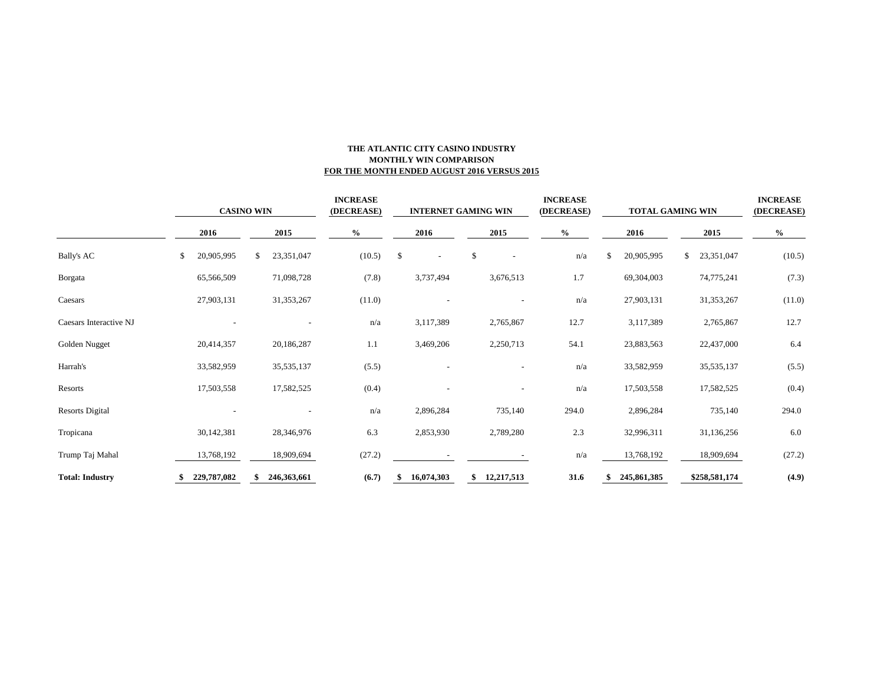**THE ATLANTIC CITY CASINO INDUSTRY**
**MONTHLY WIN COMPARISON**
**FOR THE MONTH ENDED AUGUST 2016 VERSUS 2015**

| | CASINO WIN | | INCREASE (DECREASE) | INTERNET GAMING WIN | | INCREASE (DECREASE) | TOTAL GAMING WIN | | INCREASE (DECREASE) |
|---|---|---|---|---|---|---|---|---|---|
| | 2016 | 2015 | % | 2016 | 2015 | % | 2016 | 2015 | % |
| Bally's AC | $ 20,905,995 | $ 23,351,047 | (10.5) | $ - | $ - | n/a | $ 20,905,995 | $ 23,351,047 | (10.5) |
| Borgata | 65,566,509 | 71,098,728 | (7.8) | 3,737,494 | 3,676,513 | 1.7 | 69,304,003 | 74,775,241 | (7.3) |
| Caesars | 27,903,131 | 31,353,267 | (11.0) | - | - | n/a | 27,903,131 | 31,353,267 | (11.0) |
| Caesars Interactive NJ | - | - | n/a | 3,117,389 | 2,765,867 | 12.7 | 3,117,389 | 2,765,867 | 12.7 |
| Golden Nugget | 20,414,357 | 20,186,287 | 1.1 | 3,469,206 | 2,250,713 | 54.1 | 23,883,563 | 22,437,000 | 6.4 |
| Harrah's | 33,582,959 | 35,535,137 | (5.5) | - | - | n/a | 33,582,959 | 35,535,137 | (5.5) |
| Resorts | 17,503,558 | 17,582,525 | (0.4) | - | - | n/a | 17,503,558 | 17,582,525 | (0.4) |
| Resorts Digital | - | - | n/a | 2,896,284 | 735,140 | 294.0 | 2,896,284 | 735,140 | 294.0 |
| Tropicana | 30,142,381 | 28,346,976 | 6.3 | 2,853,930 | 2,789,280 | 2.3 | 32,996,311 | 31,136,256 | 6.0 |
| Trump Taj Mahal | 13,768,192 | 18,909,694 | (27.2) | - | - | n/a | 13,768,192 | 18,909,694 | (27.2) |
| **Total: Industry** | **$ 229,787,082** | **$ 246,363,661** | **(6.7)** | **$ 16,074,303** | **$ 12,217,513** | **31.6** | **$ 245,861,385** | **$258,581,174** | **(4.9)** |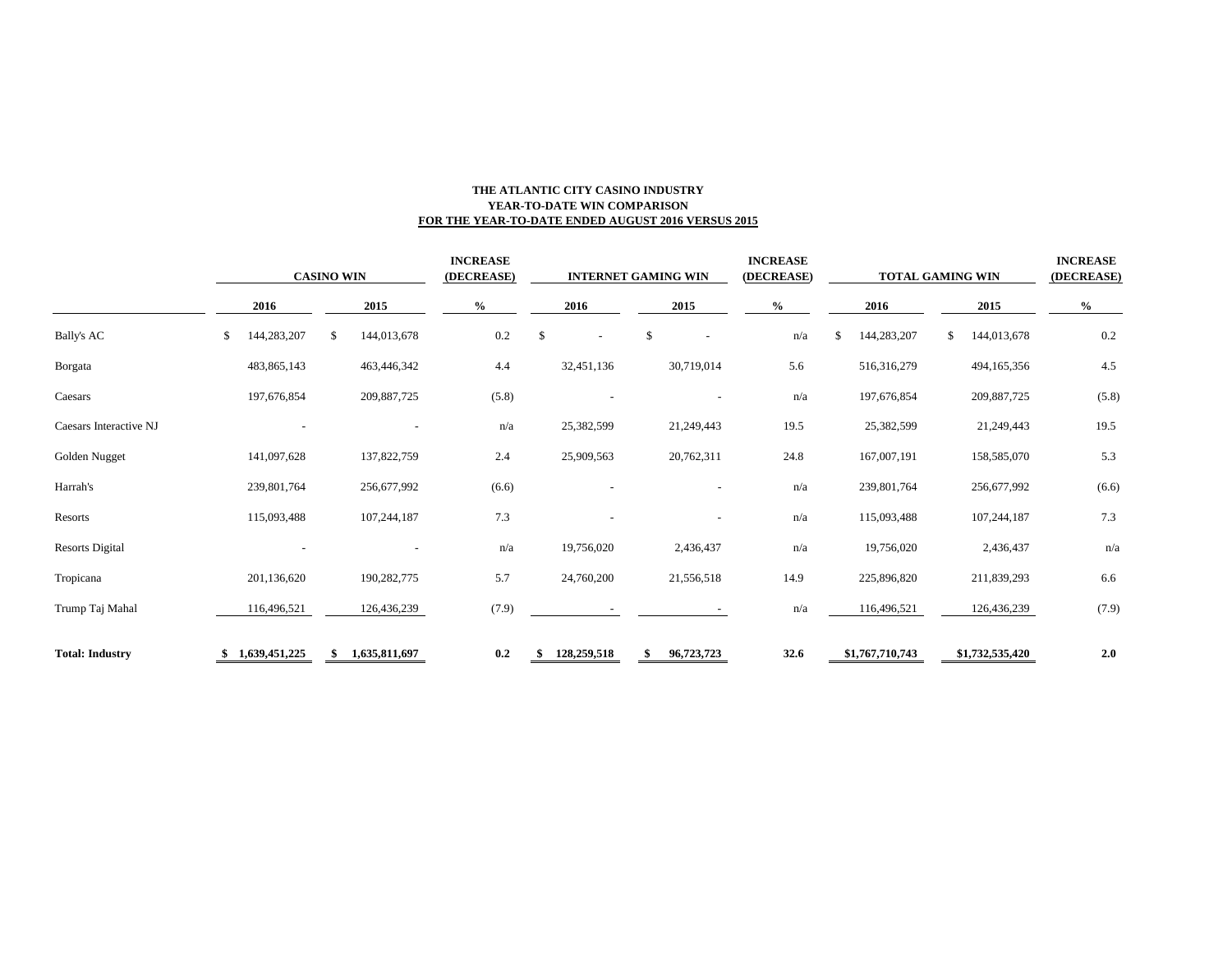**THE ATLANTIC CITY CASINO INDUSTRY**
**YEAR-TO-DATE WIN COMPARISON**
**FOR THE YEAR-TO-DATE ENDED AUGUST 2016 VERSUS 2015**

| | CASINO WIN | | INCREASE (DECREASE) | INTERNET GAMING WIN | | INCREASE (DECREASE) | TOTAL GAMING WIN | | INCREASE (DECREASE) |
|---|---|---|---|---|---|---|---|---|---|
| | 2016 | 2015 | % | 2016 | 2015 | % | 2016 | 2015 | % |
| Bally's AC | $ 144,283,207 | $ 144,013,678 | 0.2 | $ - | $ - | n/a | $ 144,283,207 | $ 144,013,678 | 0.2 |
| Borgata | 483,865,143 | 463,446,342 | 4.4 | 32,451,136 | 30,719,014 | 5.6 | 516,316,279 | 494,165,356 | 4.5 |
| Caesars | 197,676,854 | 209,887,725 | (5.8) | - | - | n/a | 197,676,854 | 209,887,725 | (5.8) |
| Caesars Interactive NJ | - | - | n/a | 25,382,599 | 21,249,443 | 19.5 | 25,382,599 | 21,249,443 | 19.5 |
| Golden Nugget | 141,097,628 | 137,822,759 | 2.4 | 25,909,563 | 20,762,311 | 24.8 | 167,007,191 | 158,585,070 | 5.3 |
| Harrah's | 239,801,764 | 256,677,992 | (6.6) | - | - | n/a | 239,801,764 | 256,677,992 | (6.6) |
| Resorts | 115,093,488 | 107,244,187 | 7.3 | - | - | n/a | 115,093,488 | 107,244,187 | 7.3 |
| Resorts Digital | - | - | n/a | 19,756,020 | 2,436,437 | n/a | 19,756,020 | 2,436,437 | n/a |
| Tropicana | 201,136,620 | 190,282,775 | 5.7 | 24,760,200 | 21,556,518 | 14.9 | 225,896,820 | 211,839,293 | 6.6 |
| Trump Taj Mahal | 116,496,521 | 126,436,239 | (7.9) | - | - | n/a | 116,496,521 | 126,436,239 | (7.9) |
| **Total: Industry** | **$ 1,639,451,225** | **$ 1,635,811,697** | **0.2** | **$ 128,259,518** | **$ 96,723,723** | **32.6** | **$1,767,710,743** | **$1,732,535,420** | **2.0** |